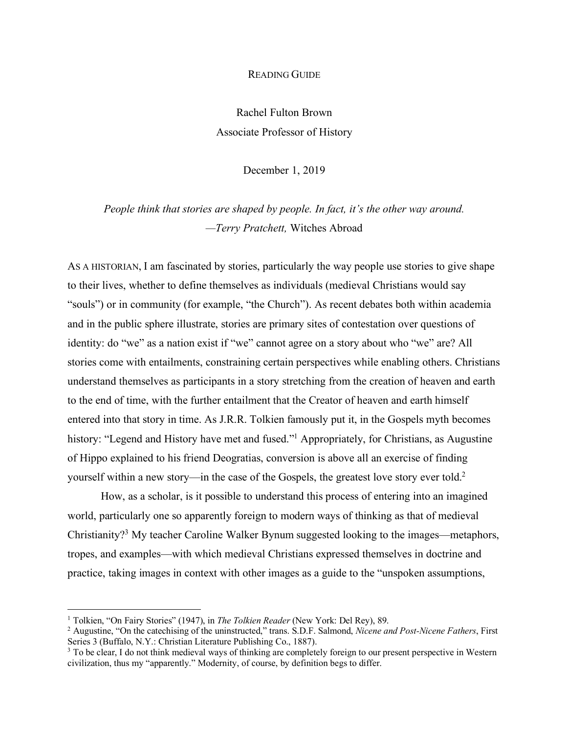# READING GUIDE

Rachel Fulton Brown
Associate Professor of History

December 1, 2019

*People think that stories are shaped by people. In fact, it's the other way around.*
*—Terry Pratchett,* Witches Abroad

AS A HISTORIAN, I am fascinated by stories, particularly the way people use stories to give shape to their lives, whether to define themselves as individuals (medieval Christians would say "souls") or in community (for example, "the Church"). As recent debates both within academia and in the public sphere illustrate, stories are primary sites of contestation over questions of identity: do "we" as a nation exist if "we" cannot agree on a story about who "we" are? All stories come with entailments, constraining certain perspectives while enabling others. Christians understand themselves as participants in a story stretching from the creation of heaven and earth to the end of time, with the further entailment that the Creator of heaven and earth himself entered into that story in time. As J.R.R. Tolkien famously put it, in the Gospels myth becomes history: "Legend and History have met and fused."[1] Appropriately, for Christians, as Augustine of Hippo explained to his friend Deogratias, conversion is above all an exercise of finding yourself within a new story—in the case of the Gospels, the greatest love story ever told.[2]

How, as a scholar, is it possible to understand this process of entering into an imagined world, particularly one so apparently foreign to modern ways of thinking as that of medieval Christianity?[3] My teacher Caroline Walker Bynum suggested looking to the images—metaphors, tropes, and examples—with which medieval Christians expressed themselves in doctrine and practice, taking images in context with other images as a guide to the "unspoken assumptions,

---

[1] Tolkien, "On Fairy Stories" (1947), in *The Tolkien Reader* (New York: Del Rey), 89.

[2] Augustine, "On the catechising of the uninstructed," trans. S.D.F. Salmond, *Nicene and Post-Nicene Fathers*, First Series 3 (Buffalo, N.Y.: Christian Literature Publishing Co., 1887).

[3] To be clear, I do not think medieval ways of thinking are completely foreign to our present perspective in Western civilization, thus my "apparently." Modernity, of course, by definition begs to differ.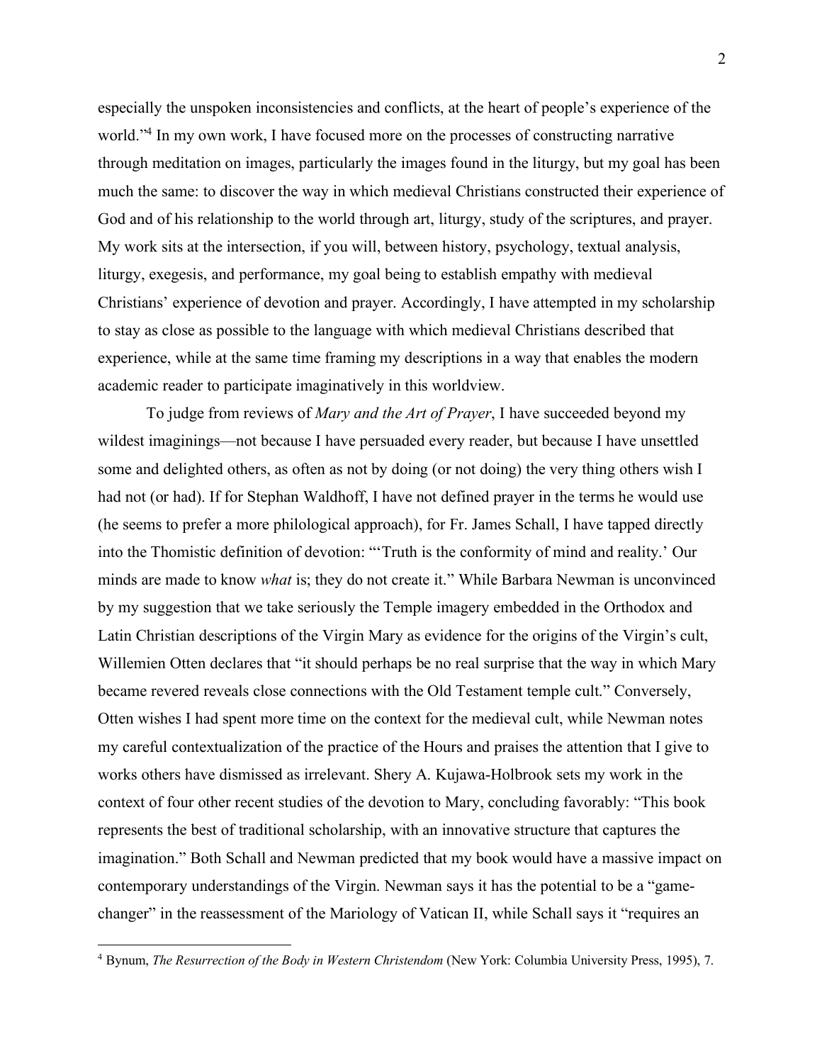especially the unspoken inconsistencies and conflicts, at the heart of people's experience of the world."[4] In my own work, I have focused more on the processes of constructing narrative through meditation on images, particularly the images found in the liturgy, but my goal has been much the same: to discover the way in which medieval Christians constructed their experience of God and of his relationship to the world through art, liturgy, study of the scriptures, and prayer. My work sits at the intersection, if you will, between history, psychology, textual analysis, liturgy, exegesis, and performance, my goal being to establish empathy with medieval Christians' experience of devotion and prayer. Accordingly, I have attempted in my scholarship to stay as close as possible to the language with which medieval Christians described that experience, while at the same time framing my descriptions in a way that enables the modern academic reader to participate imaginatively in this worldview.

To judge from reviews of *Mary and the Art of Prayer*, I have succeeded beyond my wildest imaginings—not because I have persuaded every reader, but because I have unsettled some and delighted others, as often as not by doing (or not doing) the very thing others wish I had not (or had). If for Stephan Waldhoff, I have not defined prayer in the terms he would use (he seems to prefer a more philological approach), for Fr. James Schall, I have tapped directly into the Thomistic definition of devotion: "'Truth is the conformity of mind and reality.' Our minds are made to know *what* is; they do not create it." While Barbara Newman is unconvinced by my suggestion that we take seriously the Temple imagery embedded in the Orthodox and Latin Christian descriptions of the Virgin Mary as evidence for the origins of the Virgin's cult, Willemien Otten declares that "it should perhaps be no real surprise that the way in which Mary became revered reveals close connections with the Old Testament temple cult." Conversely, Otten wishes I had spent more time on the context for the medieval cult, while Newman notes my careful contextualization of the practice of the Hours and praises the attention that I give to works others have dismissed as irrelevant. Shery A. Kujawa-Holbrook sets my work in the context of four other recent studies of the devotion to Mary, concluding favorably: "This book represents the best of traditional scholarship, with an innovative structure that captures the imagination." Both Schall and Newman predicted that my book would have a massive impact on contemporary understandings of the Virgin. Newman says it has the potential to be a "game-changer" in the reassessment of the Mariology of Vatican II, while Schall says it "requires an

---

[4] Bynum, *The Resurrection of the Body in Western Christendom* (New York: Columbia University Press, 1995), 7.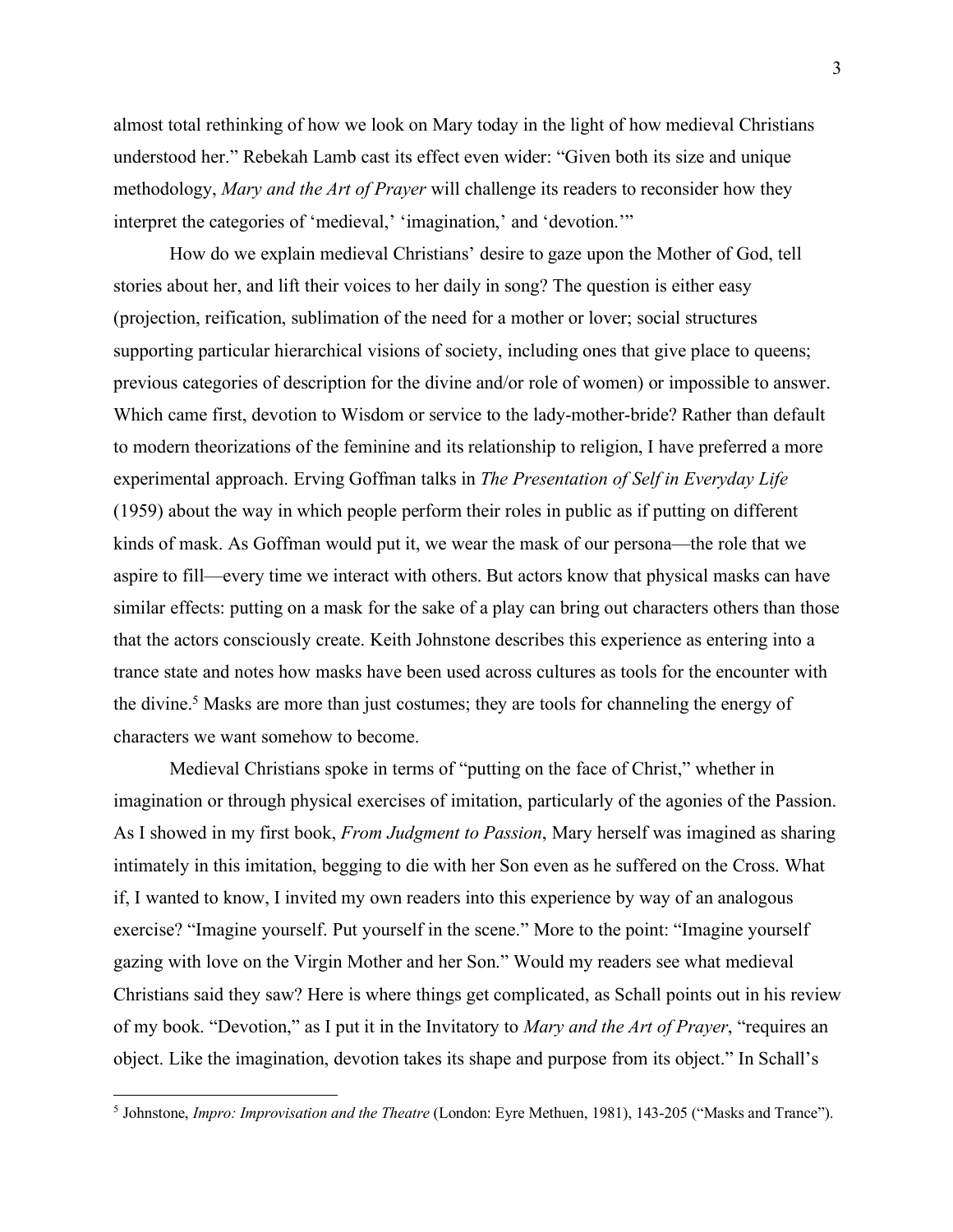almost total rethinking of how we look on Mary today in the light of how medieval Christians understood her." Rebekah Lamb cast its effect even wider: "Given both its size and unique methodology, *Mary and the Art of Prayer* will challenge its readers to reconsider how they interpret the categories of 'medieval,' 'imagination,' and 'devotion.'"

How do we explain medieval Christians' desire to gaze upon the Mother of God, tell stories about her, and lift their voices to her daily in song? The question is either easy (projection, reification, sublimation of the need for a mother or lover; social structures supporting particular hierarchical visions of society, including ones that give place to queens; previous categories of description for the divine and/or role of women) or impossible to answer. Which came first, devotion to Wisdom or service to the lady-mother-bride? Rather than default to modern theorizations of the feminine and its relationship to religion, I have preferred a more experimental approach. Erving Goffman talks in *The Presentation of Self in Everyday Life* (1959) about the way in which people perform their roles in public as if putting on different kinds of mask. As Goffman would put it, we wear the mask of our persona—the role that we aspire to fill—every time we interact with others. But actors know that physical masks can have similar effects: putting on a mask for the sake of a play can bring out characters others than those that the actors consciously create. Keith Johnstone describes this experience as entering into a trance state and notes how masks have been used across cultures as tools for the encounter with the divine.[5] Masks are more than just costumes; they are tools for channeling the energy of characters we want somehow to become.

Medieval Christians spoke in terms of "putting on the face of Christ," whether in imagination or through physical exercises of imitation, particularly of the agonies of the Passion. As I showed in my first book, *From Judgment to Passion*, Mary herself was imagined as sharing intimately in this imitation, begging to die with her Son even as he suffered on the Cross. What if, I wanted to know, I invited my own readers into this experience by way of an analogous exercise? "Imagine yourself. Put yourself in the scene." More to the point: "Imagine yourself gazing with love on the Virgin Mother and her Son." Would my readers see what medieval Christians said they saw? Here is where things get complicated, as Schall points out in his review of my book. "Devotion," as I put it in the Invitatory to *Mary and the Art of Prayer*, "requires an object. Like the imagination, devotion takes its shape and purpose from its object." In Schall's

---

[5] Johnstone, *Impro: Improvisation and the Theatre* (London: Eyre Methuen, 1981), 143-205 ("Masks and Trance").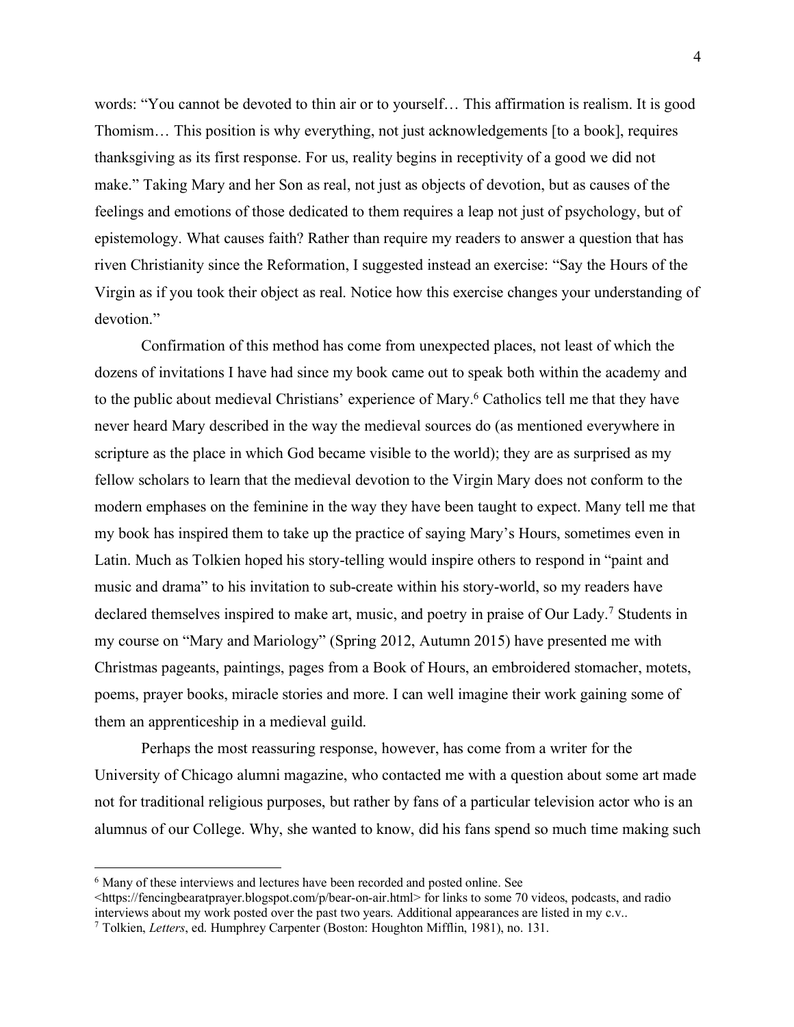words: "You cannot be devoted to thin air or to yourself… This affirmation is realism. It is good Thomism… This position is why everything, not just acknowledgements [to a book], requires thanksgiving as its first response. For us, reality begins in receptivity of a good we did not make." Taking Mary and her Son as real, not just as objects of devotion, but as causes of the feelings and emotions of those dedicated to them requires a leap not just of psychology, but of epistemology. What causes faith? Rather than require my readers to answer a question that has riven Christianity since the Reformation, I suggested instead an exercise: "Say the Hours of the Virgin as if you took their object as real. Notice how this exercise changes your understanding of devotion."

Confirmation of this method has come from unexpected places, not least of which the dozens of invitations I have had since my book came out to speak both within the academy and to the public about medieval Christians' experience of Mary.[6] Catholics tell me that they have never heard Mary described in the way the medieval sources do (as mentioned everywhere in scripture as the place in which God became visible to the world); they are as surprised as my fellow scholars to learn that the medieval devotion to the Virgin Mary does not conform to the modern emphases on the feminine in the way they have been taught to expect. Many tell me that my book has inspired them to take up the practice of saying Mary's Hours, sometimes even in Latin. Much as Tolkien hoped his story-telling would inspire others to respond in "paint and music and drama" to his invitation to sub-create within his story-world, so my readers have declared themselves inspired to make art, music, and poetry in praise of Our Lady.[7] Students in my course on "Mary and Mariology" (Spring 2012, Autumn 2015) have presented me with Christmas pageants, paintings, pages from a Book of Hours, an embroidered stomacher, motets, poems, prayer books, miracle stories and more. I can well imagine their work gaining some of them an apprenticeship in a medieval guild.

Perhaps the most reassuring response, however, has come from a writer for the University of Chicago alumni magazine, who contacted me with a question about some art made not for traditional religious purposes, but rather by fans of a particular television actor who is an alumnus of our College. Why, she wanted to know, did his fans spend so much time making such

---

[6] Many of these interviews and lectures have been recorded and posted online. See <https://fencingbearatprayer.blogspot.com/p/bear-on-air.html> for links to some 70 videos, podcasts, and radio interviews about my work posted over the past two years. Additional appearances are listed in my c.v..

[7] Tolkien, *Letters*, ed. Humphrey Carpenter (Boston: Houghton Mifflin, 1981), no. 131.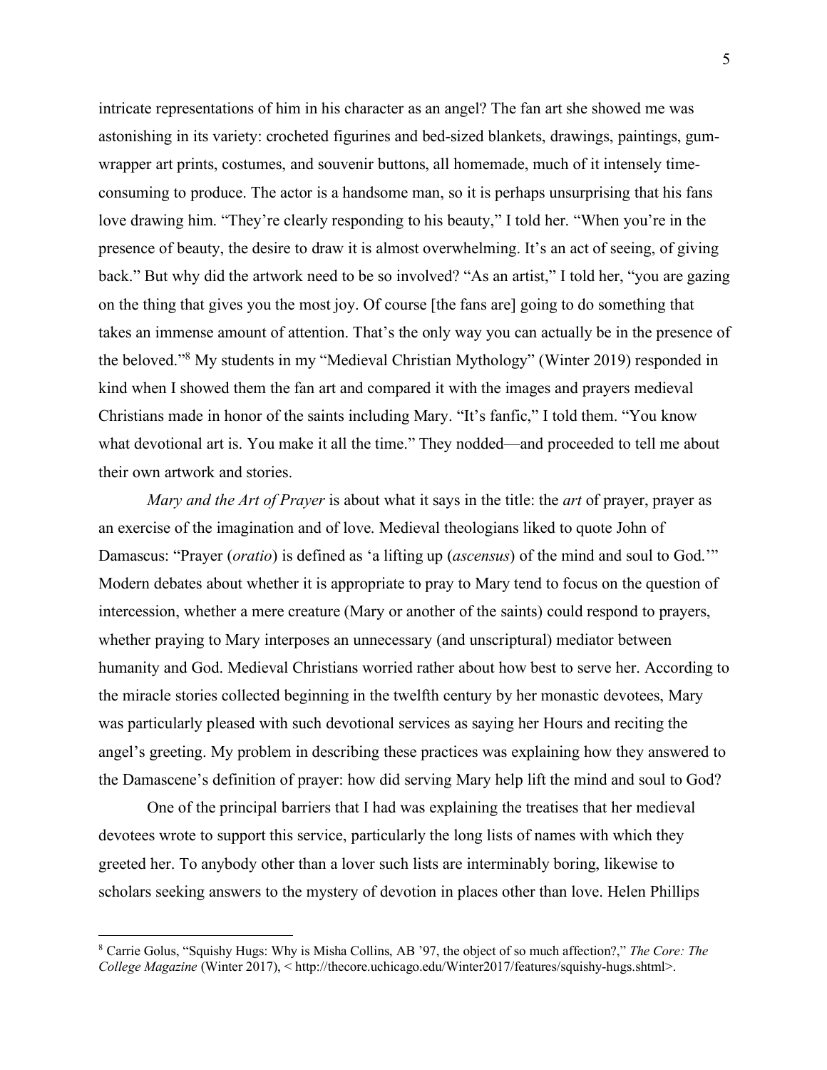intricate representations of him in his character as an angel? The fan art she showed me was astonishing in its variety: crocheted figurines and bed-sized blankets, drawings, paintings, gum-wrapper art prints, costumes, and souvenir buttons, all homemade, much of it intensely time-consuming to produce. The actor is a handsome man, so it is perhaps unsurprising that his fans love drawing him. "They're clearly responding to his beauty," I told her. "When you're in the presence of beauty, the desire to draw it is almost overwhelming. It's an act of seeing, of giving back." But why did the artwork need to be so involved? "As an artist," I told her, "you are gazing on the thing that gives you the most joy. Of course [the fans are] going to do something that takes an immense amount of attention. That's the only way you can actually be in the presence of the beloved."[8] My students in my "Medieval Christian Mythology" (Winter 2019) responded in kind when I showed them the fan art and compared it with the images and prayers medieval Christians made in honor of the saints including Mary. "It's fanfic," I told them. "You know what devotional art is. You make it all the time." They nodded—and proceeded to tell me about their own artwork and stories.

*Mary and the Art of Prayer* is about what it says in the title: the *art* of prayer, prayer as an exercise of the imagination and of love. Medieval theologians liked to quote John of Damascus: "Prayer (*oratio*) is defined as 'a lifting up (*ascensus*) of the mind and soul to God.'" Modern debates about whether it is appropriate to pray to Mary tend to focus on the question of intercession, whether a mere creature (Mary or another of the saints) could respond to prayers, whether praying to Mary interposes an unnecessary (and unscriptural) mediator between humanity and God. Medieval Christians worried rather about how best to serve her. According to the miracle stories collected beginning in the twelfth century by her monastic devotees, Mary was particularly pleased with such devotional services as saying her Hours and reciting the angel's greeting. My problem in describing these practices was explaining how they answered to the Damascene's definition of prayer: how did serving Mary help lift the mind and soul to God?

One of the principal barriers that I had was explaining the treatises that her medieval devotees wrote to support this service, particularly the long lists of names with which they greeted her. To anybody other than a lover such lists are interminably boring, likewise to scholars seeking answers to the mystery of devotion in places other than love. Helen Phillips

---

[8] Carrie Golus, "Squishy Hugs: Why is Misha Collins, AB '97, the object of so much affection?," *The Core: The College Magazine* (Winter 2017), < http://thecore.uchicago.edu/Winter2017/features/squishy-hugs.shtml>.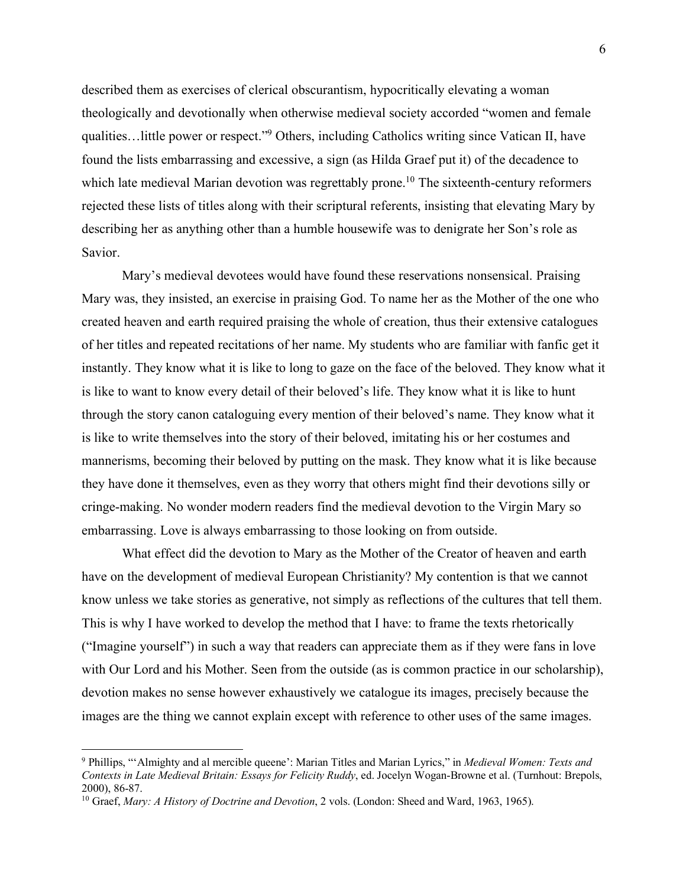described them as exercises of clerical obscurantism, hypocritically elevating a woman theologically and devotionally when otherwise medieval society accorded "women and female qualities…little power or respect."[9] Others, including Catholics writing since Vatican II, have found the lists embarrassing and excessive, a sign (as Hilda Graef put it) of the decadence to which late medieval Marian devotion was regrettably prone.[10] The sixteenth-century reformers rejected these lists of titles along with their scriptural referents, insisting that elevating Mary by describing her as anything other than a humble housewife was to denigrate her Son's role as Savior.

Mary's medieval devotees would have found these reservations nonsensical. Praising Mary was, they insisted, an exercise in praising God. To name her as the Mother of the one who created heaven and earth required praising the whole of creation, thus their extensive catalogues of her titles and repeated recitations of her name. My students who are familiar with fanfic get it instantly. They know what it is like to long to gaze on the face of the beloved. They know what it is like to want to know every detail of their beloved's life. They know what it is like to hunt through the story canon cataloguing every mention of their beloved's name. They know what it is like to write themselves into the story of their beloved, imitating his or her costumes and mannerisms, becoming their beloved by putting on the mask. They know what it is like because they have done it themselves, even as they worry that others might find their devotions silly or cringe-making. No wonder modern readers find the medieval devotion to the Virgin Mary so embarrassing. Love is always embarrassing to those looking on from outside.

What effect did the devotion to Mary as the Mother of the Creator of heaven and earth have on the development of medieval European Christianity? My contention is that we cannot know unless we take stories as generative, not simply as reflections of the cultures that tell them. This is why I have worked to develop the method that I have: to frame the texts rhetorically ("Imagine yourself") in such a way that readers can appreciate them as if they were fans in love with Our Lord and his Mother. Seen from the outside (as is common practice in our scholarship), devotion makes no sense however exhaustively we catalogue its images, precisely because the images are the thing we cannot explain except with reference to other uses of the same images.

---

[9] Phillips, "'Almighty and al mercible queene': Marian Titles and Marian Lyrics," in *Medieval Women: Texts and Contexts in Late Medieval Britain: Essays for Felicity Ruddy*, ed. Jocelyn Wogan-Browne et al. (Turnhout: Brepols, 2000), 86-87.

[10] Graef, *Mary: A History of Doctrine and Devotion*, 2 vols. (London: Sheed and Ward, 1963, 1965).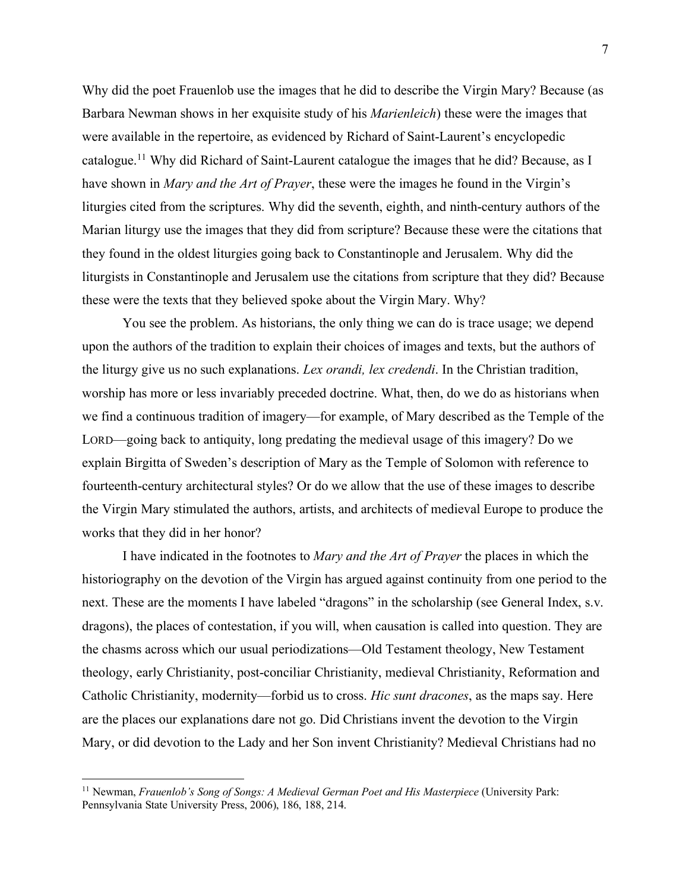Why did the poet Frauenlob use the images that he did to describe the Virgin Mary? Because (as Barbara Newman shows in her exquisite study of his *Marienleich*) these were the images that were available in the repertoire, as evidenced by Richard of Saint-Laurent's encyclopedic catalogue.[11] Why did Richard of Saint-Laurent catalogue the images that he did? Because, as I have shown in *Mary and the Art of Prayer*, these were the images he found in the Virgin's liturgies cited from the scriptures. Why did the seventh, eighth, and ninth-century authors of the Marian liturgy use the images that they did from scripture? Because these were the citations that they found in the oldest liturgies going back to Constantinople and Jerusalem. Why did the liturgists in Constantinople and Jerusalem use the citations from scripture that they did? Because these were the texts that they believed spoke about the Virgin Mary. Why?

You see the problem. As historians, the only thing we can do is trace usage; we depend upon the authors of the tradition to explain their choices of images and texts, but the authors of the liturgy give us no such explanations. *Lex orandi, lex credendi*. In the Christian tradition, worship has more or less invariably preceded doctrine. What, then, do we do as historians when we find a continuous tradition of imagery—for example, of Mary described as the Temple of the LORD—going back to antiquity, long predating the medieval usage of this imagery? Do we explain Birgitta of Sweden's description of Mary as the Temple of Solomon with reference to fourteenth-century architectural styles? Or do we allow that the use of these images to describe the Virgin Mary stimulated the authors, artists, and architects of medieval Europe to produce the works that they did in her honor?

I have indicated in the footnotes to *Mary and the Art of Prayer* the places in which the historiography on the devotion of the Virgin has argued against continuity from one period to the next. These are the moments I have labeled "dragons" in the scholarship (see General Index, s.v. dragons), the places of contestation, if you will, when causation is called into question. They are the chasms across which our usual periodizations—Old Testament theology, New Testament theology, early Christianity, post-conciliar Christianity, medieval Christianity, Reformation and Catholic Christianity, modernity—forbid us to cross. *Hic sunt dracones*, as the maps say. Here are the places our explanations dare not go. Did Christians invent the devotion to the Virgin Mary, or did devotion to the Lady and her Son invent Christianity? Medieval Christians had no

[11] Newman, *Frauenlob's Song of Songs: A Medieval German Poet and His Masterpiece* (University Park: Pennsylvania State University Press, 2006), 186, 188, 214.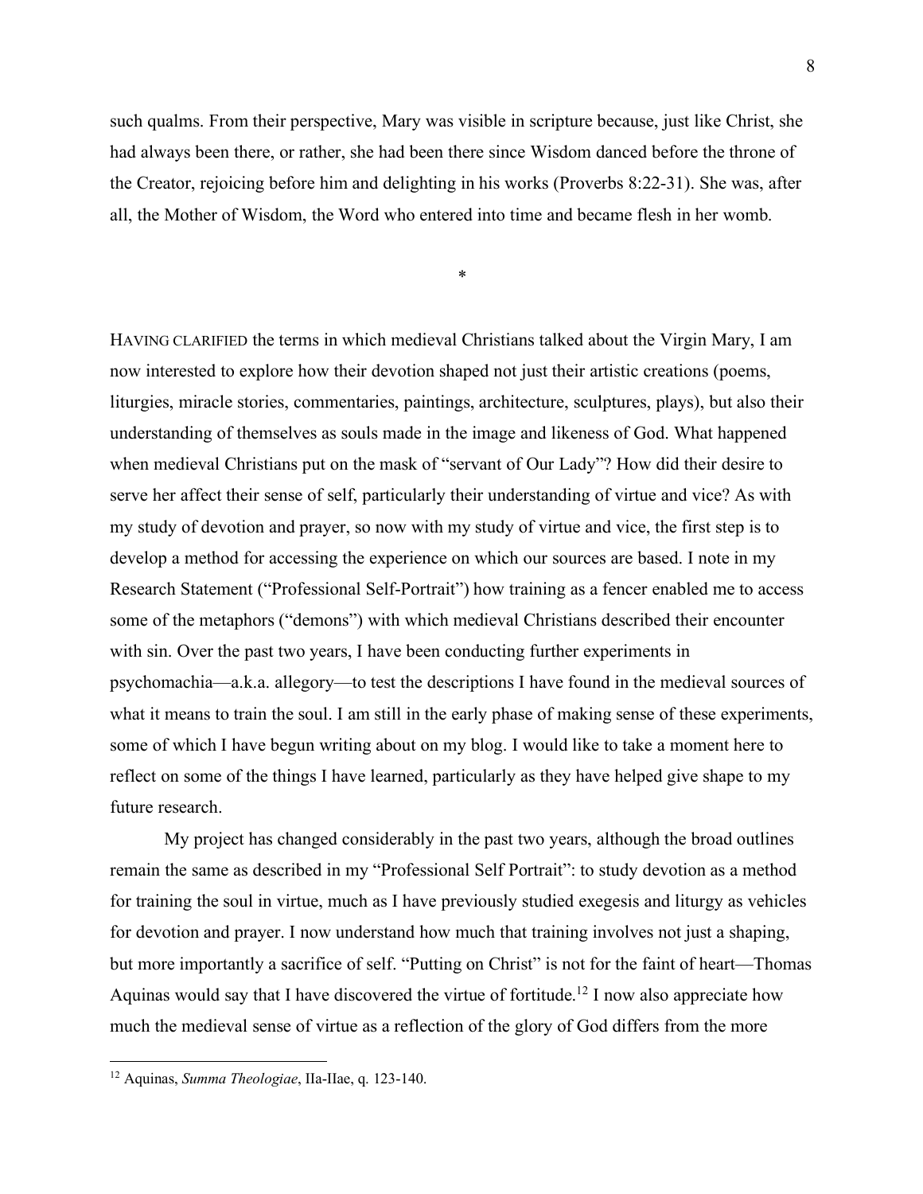such qualms. From their perspective, Mary was visible in scripture because, just like Christ, she had always been there, or rather, she had been there since Wisdom danced before the throne of the Creator, rejoicing before him and delighting in his works (Proverbs 8:22-31). She was, after all, the Mother of Wisdom, the Word who entered into time and became flesh in her womb.

\*

HAVING CLARIFIED the terms in which medieval Christians talked about the Virgin Mary, I am now interested to explore how their devotion shaped not just their artistic creations (poems, liturgies, miracle stories, commentaries, paintings, architecture, sculptures, plays), but also their understanding of themselves as souls made in the image and likeness of God. What happened when medieval Christians put on the mask of "servant of Our Lady"? How did their desire to serve her affect their sense of self, particularly their understanding of virtue and vice? As with my study of devotion and prayer, so now with my study of virtue and vice, the first step is to develop a method for accessing the experience on which our sources are based. I note in my Research Statement ("Professional Self-Portrait") how training as a fencer enabled me to access some of the metaphors ("demons") with which medieval Christians described their encounter with sin. Over the past two years, I have been conducting further experiments in psychomachia—a.k.a. allegory—to test the descriptions I have found in the medieval sources of what it means to train the soul. I am still in the early phase of making sense of these experiments, some of which I have begun writing about on my blog. I would like to take a moment here to reflect on some of the things I have learned, particularly as they have helped give shape to my future research.

My project has changed considerably in the past two years, although the broad outlines remain the same as described in my "Professional Self Portrait": to study devotion as a method for training the soul in virtue, much as I have previously studied exegesis and liturgy as vehicles for devotion and prayer. I now understand how much that training involves not just a shaping, but more importantly a sacrifice of self. "Putting on Christ" is not for the faint of heart—Thomas Aquinas would say that I have discovered the virtue of fortitude.[12] I now also appreciate how much the medieval sense of virtue as a reflection of the glory of God differs from the more

---

[12] Aquinas, *Summa Theologiae*, IIa-IIae, q. 123-140.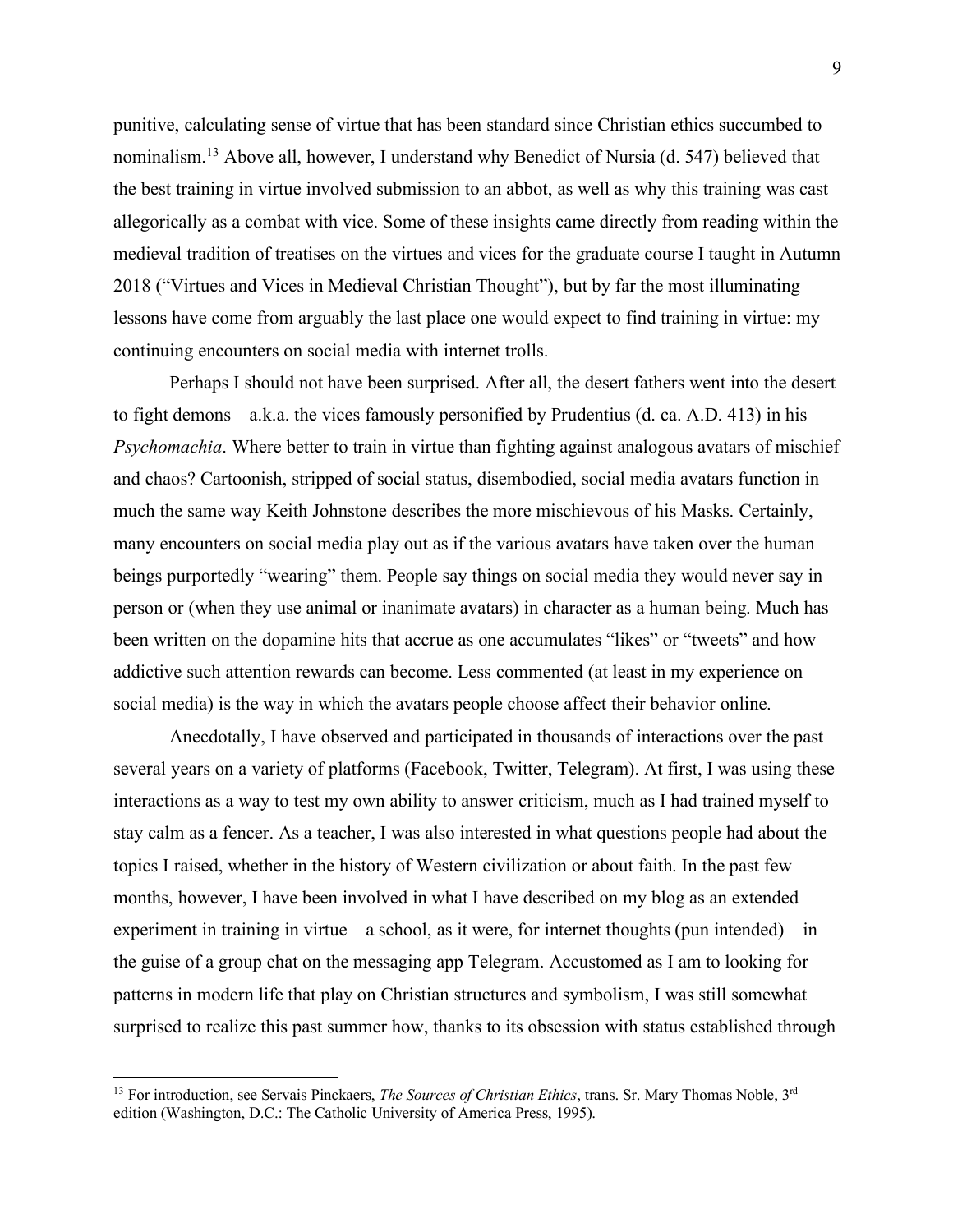punitive, calculating sense of virtue that has been standard since Christian ethics succumbed to nominalism.[13] Above all, however, I understand why Benedict of Nursia (d. 547) believed that the best training in virtue involved submission to an abbot, as well as why this training was cast allegorically as a combat with vice. Some of these insights came directly from reading within the medieval tradition of treatises on the virtues and vices for the graduate course I taught in Autumn 2018 ("Virtues and Vices in Medieval Christian Thought"), but by far the most illuminating lessons have come from arguably the last place one would expect to find training in virtue: my continuing encounters on social media with internet trolls.

Perhaps I should not have been surprised. After all, the desert fathers went into the desert to fight demons—a.k.a. the vices famously personified by Prudentius (d. ca. A.D. 413) in his *Psychomachia*. Where better to train in virtue than fighting against analogous avatars of mischief and chaos? Cartoonish, stripped of social status, disembodied, social media avatars function in much the same way Keith Johnstone describes the more mischievous of his Masks. Certainly, many encounters on social media play out as if the various avatars have taken over the human beings purportedly "wearing" them. People say things on social media they would never say in person or (when they use animal or inanimate avatars) in character as a human being. Much has been written on the dopamine hits that accrue as one accumulates "likes" or "tweets" and how addictive such attention rewards can become. Less commented (at least in my experience on social media) is the way in which the avatars people choose affect their behavior online.

Anecdotally, I have observed and participated in thousands of interactions over the past several years on a variety of platforms (Facebook, Twitter, Telegram). At first, I was using these interactions as a way to test my own ability to answer criticism, much as I had trained myself to stay calm as a fencer. As a teacher, I was also interested in what questions people had about the topics I raised, whether in the history of Western civilization or about faith. In the past few months, however, I have been involved in what I have described on my blog as an extended experiment in training in virtue—a school, as it were, for internet thoughts (pun intended)—in the guise of a group chat on the messaging app Telegram. Accustomed as I am to looking for patterns in modern life that play on Christian structures and symbolism, I was still somewhat surprised to realize this past summer how, thanks to its obsession with status established through

[13] For introduction, see Servais Pinckaers, *The Sources of Christian Ethics*, trans. Sr. Mary Thomas Noble, 3rd edition (Washington, D.C.: The Catholic University of America Press, 1995).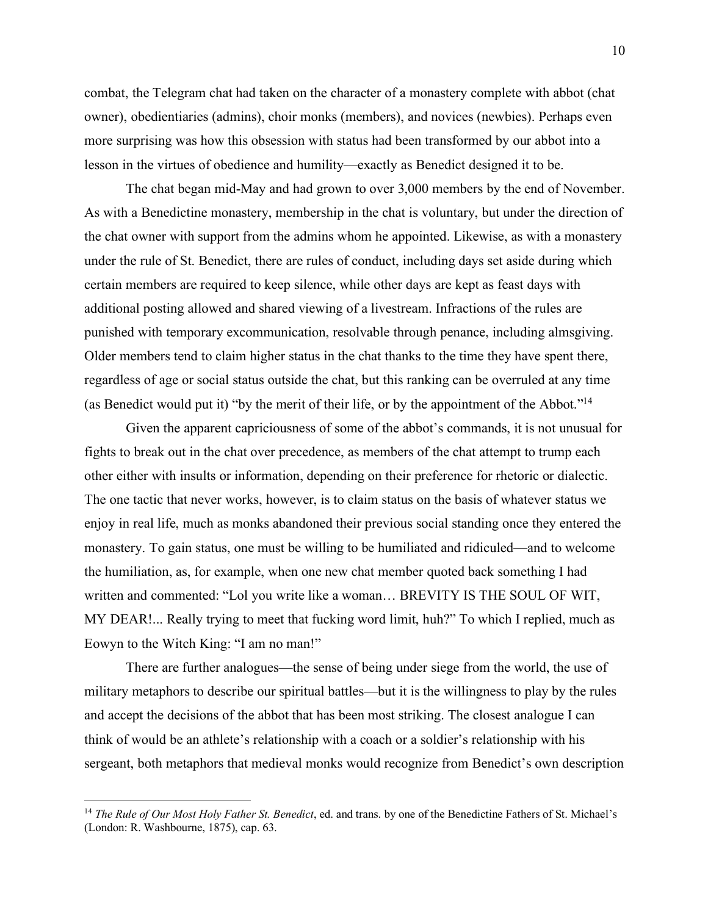combat, the Telegram chat had taken on the character of a monastery complete with abbot (chat owner), obedientiaries (admins), choir monks (members), and novices (newbies). Perhaps even more surprising was how this obsession with status had been transformed by our abbot into a lesson in the virtues of obedience and humility—exactly as Benedict designed it to be.

The chat began mid-May and had grown to over 3,000 members by the end of November. As with a Benedictine monastery, membership in the chat is voluntary, but under the direction of the chat owner with support from the admins whom he appointed. Likewise, as with a monastery under the rule of St. Benedict, there are rules of conduct, including days set aside during which certain members are required to keep silence, while other days are kept as feast days with additional posting allowed and shared viewing of a livestream. Infractions of the rules are punished with temporary excommunication, resolvable through penance, including almsgiving. Older members tend to claim higher status in the chat thanks to the time they have spent there, regardless of age or social status outside the chat, but this ranking can be overruled at any time (as Benedict would put it) "by the merit of their life, or by the appointment of the Abbot."[14]

Given the apparent capriciousness of some of the abbot's commands, it is not unusual for fights to break out in the chat over precedence, as members of the chat attempt to trump each other either with insults or information, depending on their preference for rhetoric or dialectic. The one tactic that never works, however, is to claim status on the basis of whatever status we enjoy in real life, much as monks abandoned their previous social standing once they entered the monastery. To gain status, one must be willing to be humiliated and ridiculed—and to welcome the humiliation, as, for example, when one new chat member quoted back something I had written and commented: "Lol you write like a woman… BREVITY IS THE SOUL OF WIT, MY DEAR!... Really trying to meet that fucking word limit, huh?" To which I replied, much as Eowyn to the Witch King: "I am no man!"

There are further analogues—the sense of being under siege from the world, the use of military metaphors to describe our spiritual battles—but it is the willingness to play by the rules and accept the decisions of the abbot that has been most striking. The closest analogue I can think of would be an athlete's relationship with a coach or a soldier's relationship with his sergeant, both metaphors that medieval monks would recognize from Benedict's own description

---

[14] *The Rule of Our Most Holy Father St. Benedict*, ed. and trans. by one of the Benedictine Fathers of St. Michael's (London: R. Washbourne, 1875), cap. 63.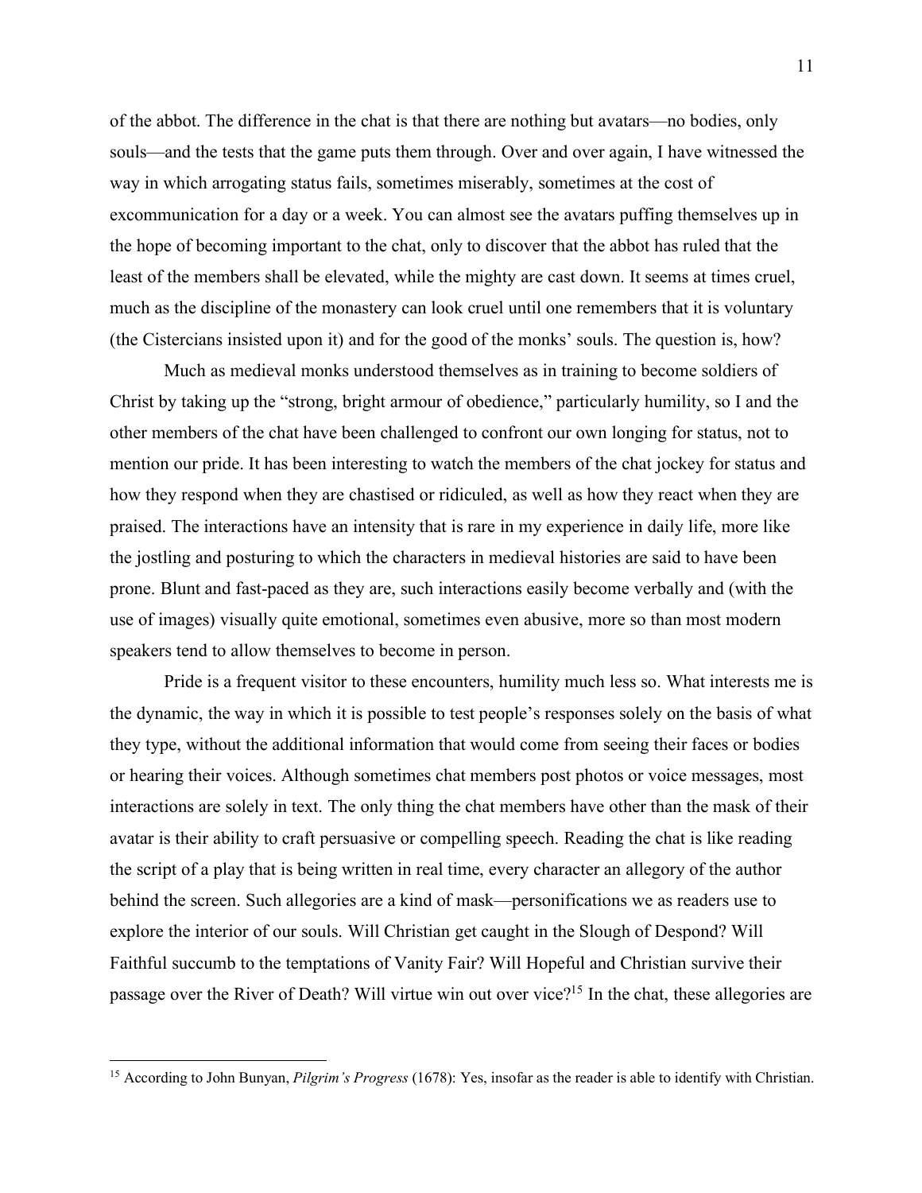of the abbot. The difference in the chat is that there are nothing but avatars—no bodies, only souls—and the tests that the game puts them through. Over and over again, I have witnessed the way in which arrogating status fails, sometimes miserably, sometimes at the cost of excommunication for a day or a week. You can almost see the avatars puffing themselves up in the hope of becoming important to the chat, only to discover that the abbot has ruled that the least of the members shall be elevated, while the mighty are cast down. It seems at times cruel, much as the discipline of the monastery can look cruel until one remembers that it is voluntary (the Cistercians insisted upon it) and for the good of the monks' souls. The question is, how?

Much as medieval monks understood themselves as in training to become soldiers of Christ by taking up the "strong, bright armour of obedience," particularly humility, so I and the other members of the chat have been challenged to confront our own longing for status, not to mention our pride. It has been interesting to watch the members of the chat jockey for status and how they respond when they are chastised or ridiculed, as well as how they react when they are praised. The interactions have an intensity that is rare in my experience in daily life, more like the jostling and posturing to which the characters in medieval histories are said to have been prone. Blunt and fast-paced as they are, such interactions easily become verbally and (with the use of images) visually quite emotional, sometimes even abusive, more so than most modern speakers tend to allow themselves to become in person.

Pride is a frequent visitor to these encounters, humility much less so. What interests me is the dynamic, the way in which it is possible to test people's responses solely on the basis of what they type, without the additional information that would come from seeing their faces or bodies or hearing their voices. Although sometimes chat members post photos or voice messages, most interactions are solely in text. The only thing the chat members have other than the mask of their avatar is their ability to craft persuasive or compelling speech. Reading the chat is like reading the script of a play that is being written in real time, every character an allegory of the author behind the screen. Such allegories are a kind of mask—personifications we as readers use to explore the interior of our souls. Will Christian get caught in the Slough of Despond? Will Faithful succumb to the temptations of Vanity Fair? Will Hopeful and Christian survive their passage over the River of Death? Will virtue win out over vice?[15] In the chat, these allegories are

[15] According to John Bunyan, *Pilgrim's Progress* (1678): Yes, insofar as the reader is able to identify with Christian.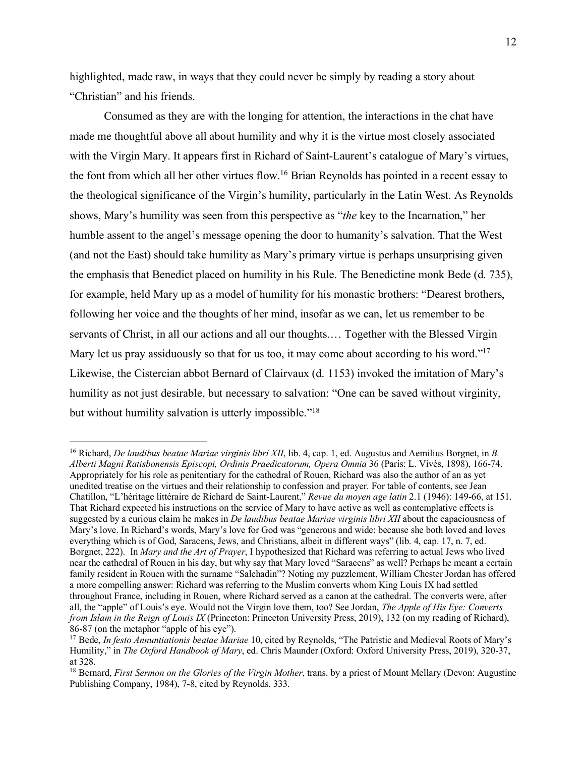highlighted, made raw, in ways that they could never be simply by reading a story about "Christian" and his friends.

Consumed as they are with the longing for attention, the interactions in the chat have made me thoughtful above all about humility and why it is the virtue most closely associated with the Virgin Mary. It appears first in Richard of Saint-Laurent's catalogue of Mary's virtues, the font from which all her other virtues flow.[16] Brian Reynolds has pointed in a recent essay to the theological significance of the Virgin's humility, particularly in the Latin West. As Reynolds shows, Mary's humility was seen from this perspective as "*the* key to the Incarnation," her humble assent to the angel's message opening the door to humanity's salvation. That the West (and not the East) should take humility as Mary's primary virtue is perhaps unsurprising given the emphasis that Benedict placed on humility in his Rule. The Benedictine monk Bede (d. 735), for example, held Mary up as a model of humility for his monastic brothers: "Dearest brothers, following her voice and the thoughts of her mind, insofar as we can, let us remember to be servants of Christ, in all our actions and all our thoughts.… Together with the Blessed Virgin Mary let us pray assiduously so that for us too, it may come about according to his word."[17] Likewise, the Cistercian abbot Bernard of Clairvaux (d. 1153) invoked the imitation of Mary's humility as not just desirable, but necessary to salvation: "One can be saved without virginity, but without humility salvation is utterly impossible."[18]

---

[16] Richard, *De laudibus beatae Mariae virginis libri XII*, lib. 4, cap. 1, ed. Augustus and Aemilius Borgnet, in *B. Alberti Magni Ratisbonensis Episcopi, Ordinis Praedicatorum, Opera Omnia* 36 (Paris: L. Vivès, 1898), 166-74. Appropriately for his role as penitentiary for the cathedral of Rouen, Richard was also the author of an as yet unedited treatise on the virtues and their relationship to confession and prayer. For table of contents, see Jean Chatillon, "L'héritage littéraire de Richard de Saint-Laurent," *Revue du moyen age latin* 2.1 (1946): 149-66, at 151. That Richard expected his instructions on the service of Mary to have active as well as contemplative effects is suggested by a curious claim he makes in *De laudibus beatae Mariae virginis libri XII* about the capaciousness of Mary's love. In Richard's words, Mary's love for God was "generous and wide: because she both loved and loves everything which is of God, Saracens, Jews, and Christians, albeit in different ways" (lib. 4, cap. 17, n. 7, ed. Borgnet, 222). In *Mary and the Art of Prayer*, I hypothesized that Richard was referring to actual Jews who lived near the cathedral of Rouen in his day, but why say that Mary loved "Saracens" as well? Perhaps he meant a certain family resident in Rouen with the surname "Salehadin"? Noting my puzzlement, William Chester Jordan has offered a more compelling answer: Richard was referring to the Muslim converts whom King Louis IX had settled throughout France, including in Rouen, where Richard served as a canon at the cathedral. The converts were, after all, the "apple" of Louis's eye. Would not the Virgin love them, too? See Jordan, *The Apple of His Eye: Converts from Islam in the Reign of Louis IX* (Princeton: Princeton University Press, 2019), 132 (on my reading of Richard), 86-87 (on the metaphor "apple of his eye").

[17] Bede, *In festo Annuntiationis beatae Mariae* 10, cited by Reynolds, "The Patristic and Medieval Roots of Mary's Humility," in *The Oxford Handbook of Mary*, ed. Chris Maunder (Oxford: Oxford University Press, 2019), 320-37, at 328.

[18] Bernard, *First Sermon on the Glories of the Virgin Mother*, trans. by a priest of Mount Mellary (Devon: Augustine Publishing Company, 1984), 7-8, cited by Reynolds, 333.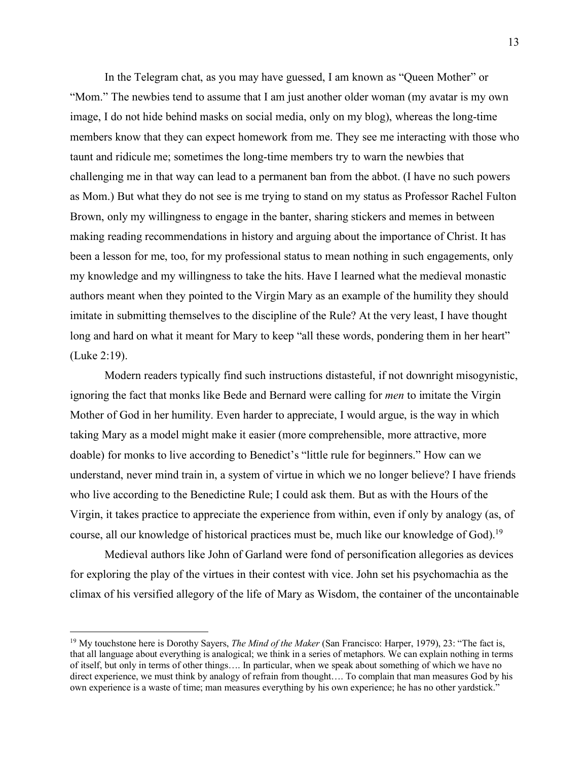In the Telegram chat, as you may have guessed, I am known as "Queen Mother" or "Mom." The newbies tend to assume that I am just another older woman (my avatar is my own image, I do not hide behind masks on social media, only on my blog), whereas the long-time members know that they can expect homework from me. They see me interacting with those who taunt and ridicule me; sometimes the long-time members try to warn the newbies that challenging me in that way can lead to a permanent ban from the abbot. (I have no such powers as Mom.) But what they do not see is me trying to stand on my status as Professor Rachel Fulton Brown, only my willingness to engage in the banter, sharing stickers and memes in between making reading recommendations in history and arguing about the importance of Christ. It has been a lesson for me, too, for my professional status to mean nothing in such engagements, only my knowledge and my willingness to take the hits. Have I learned what the medieval monastic authors meant when they pointed to the Virgin Mary as an example of the humility they should imitate in submitting themselves to the discipline of the Rule? At the very least, I have thought long and hard on what it meant for Mary to keep "all these words, pondering them in her heart" (Luke 2:19).

Modern readers typically find such instructions distasteful, if not downright misogynistic, ignoring the fact that monks like Bede and Bernard were calling for *men* to imitate the Virgin Mother of God in her humility. Even harder to appreciate, I would argue, is the way in which taking Mary as a model might make it easier (more comprehensible, more attractive, more doable) for monks to live according to Benedict's "little rule for beginners." How can we understand, never mind train in, a system of virtue in which we no longer believe? I have friends who live according to the Benedictine Rule; I could ask them. But as with the Hours of the Virgin, it takes practice to appreciate the experience from within, even if only by analogy (as, of course, all our knowledge of historical practices must be, much like our knowledge of God).[19]

Medieval authors like John of Garland were fond of personification allegories as devices for exploring the play of the virtues in their contest with vice. John set his psychomachia as the climax of his versified allegory of the life of Mary as Wisdom, the container of the uncontainable

---

[19] My touchstone here is Dorothy Sayers, *The Mind of the Maker* (San Francisco: Harper, 1979), 23: "The fact is, that all language about everything is analogical; we think in a series of metaphors. We can explain nothing in terms of itself, but only in terms of other things…. In particular, when we speak about something of which we have no direct experience, we must think by analogy of refrain from thought…. To complain that man measures God by his own experience is a waste of time; man measures everything by his own experience; he has no other yardstick."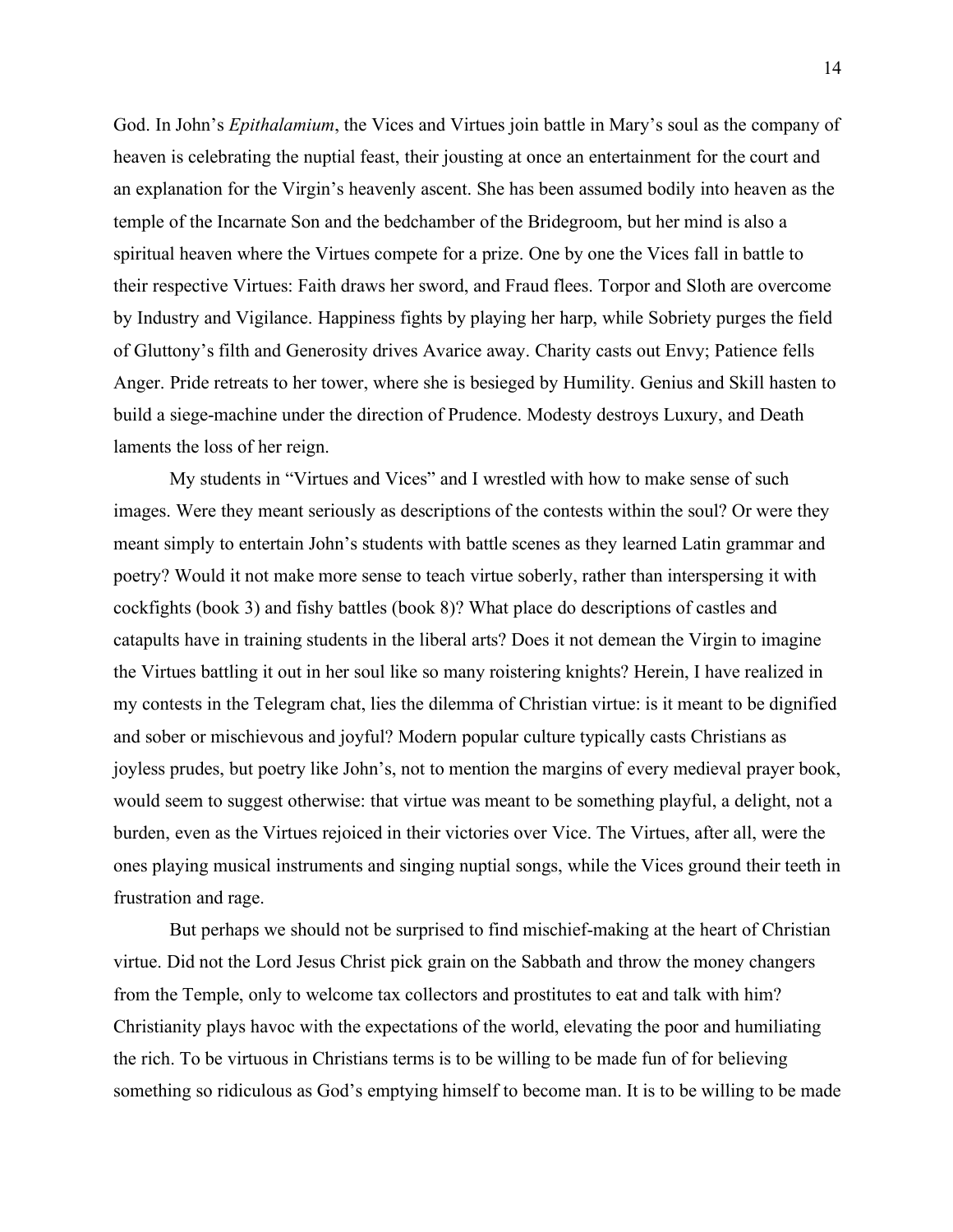God. In John's *Epithalamium*, the Vices and Virtues join battle in Mary's soul as the company of heaven is celebrating the nuptial feast, their jousting at once an entertainment for the court and an explanation for the Virgin's heavenly ascent. She has been assumed bodily into heaven as the temple of the Incarnate Son and the bedchamber of the Bridegroom, but her mind is also a spiritual heaven where the Virtues compete for a prize. One by one the Vices fall in battle to their respective Virtues: Faith draws her sword, and Fraud flees. Torpor and Sloth are overcome by Industry and Vigilance. Happiness fights by playing her harp, while Sobriety purges the field of Gluttony's filth and Generosity drives Avarice away. Charity casts out Envy; Patience fells Anger. Pride retreats to her tower, where she is besieged by Humility. Genius and Skill hasten to build a siege-machine under the direction of Prudence. Modesty destroys Luxury, and Death laments the loss of her reign.

My students in "Virtues and Vices" and I wrestled with how to make sense of such images. Were they meant seriously as descriptions of the contests within the soul? Or were they meant simply to entertain John's students with battle scenes as they learned Latin grammar and poetry? Would it not make more sense to teach virtue soberly, rather than interspersing it with cockfights (book 3) and fishy battles (book 8)? What place do descriptions of castles and catapults have in training students in the liberal arts? Does it not demean the Virgin to imagine the Virtues battling it out in her soul like so many roistering knights? Herein, I have realized in my contests in the Telegram chat, lies the dilemma of Christian virtue: is it meant to be dignified and sober or mischievous and joyful? Modern popular culture typically casts Christians as joyless prudes, but poetry like John's, not to mention the margins of every medieval prayer book, would seem to suggest otherwise: that virtue was meant to be something playful, a delight, not a burden, even as the Virtues rejoiced in their victories over Vice. The Virtues, after all, were the ones playing musical instruments and singing nuptial songs, while the Vices ground their teeth in frustration and rage.

But perhaps we should not be surprised to find mischief-making at the heart of Christian virtue. Did not the Lord Jesus Christ pick grain on the Sabbath and throw the money changers from the Temple, only to welcome tax collectors and prostitutes to eat and talk with him? Christianity plays havoc with the expectations of the world, elevating the poor and humiliating the rich. To be virtuous in Christians terms is to be willing to be made fun of for believing something so ridiculous as God's emptying himself to become man. It is to be willing to be made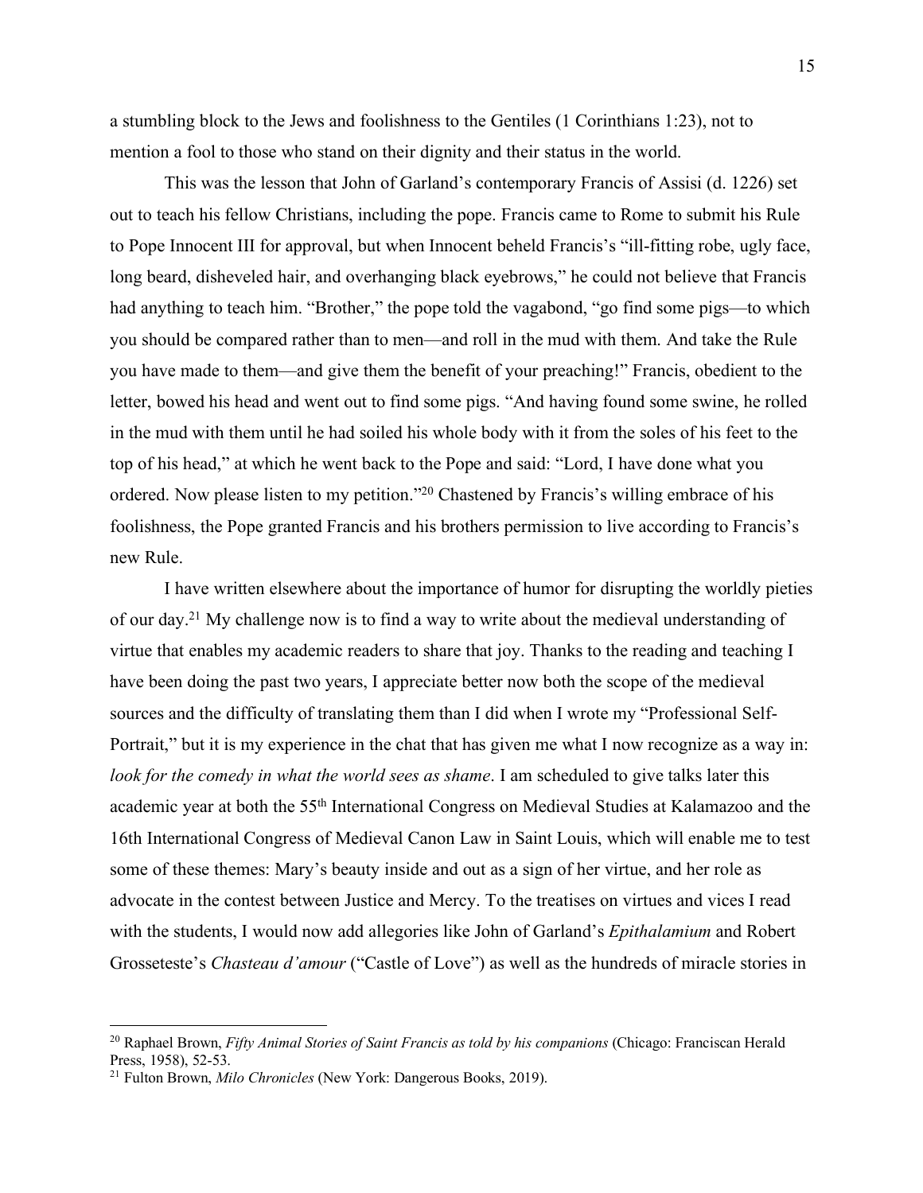a stumbling block to the Jews and foolishness to the Gentiles (1 Corinthians 1:23), not to mention a fool to those who stand on their dignity and their status in the world.

This was the lesson that John of Garland's contemporary Francis of Assisi (d. 1226) set out to teach his fellow Christians, including the pope. Francis came to Rome to submit his Rule to Pope Innocent III for approval, but when Innocent beheld Francis's "ill-fitting robe, ugly face, long beard, disheveled hair, and overhanging black eyebrows," he could not believe that Francis had anything to teach him. "Brother," the pope told the vagabond, "go find some pigs—to which you should be compared rather than to men—and roll in the mud with them. And take the Rule you have made to them—and give them the benefit of your preaching!" Francis, obedient to the letter, bowed his head and went out to find some pigs. "And having found some swine, he rolled in the mud with them until he had soiled his whole body with it from the soles of his feet to the top of his head," at which he went back to the Pope and said: "Lord, I have done what you ordered. Now please listen to my petition."[20] Chastened by Francis's willing embrace of his foolishness, the Pope granted Francis and his brothers permission to live according to Francis's new Rule.

I have written elsewhere about the importance of humor for disrupting the worldly pieties of our day.[21] My challenge now is to find a way to write about the medieval understanding of virtue that enables my academic readers to share that joy. Thanks to the reading and teaching I have been doing the past two years, I appreciate better now both the scope of the medieval sources and the difficulty of translating them than I did when I wrote my "Professional Self-Portrait," but it is my experience in the chat that has given me what I now recognize as a way in: *look for the comedy in what the world sees as shame*. I am scheduled to give talks later this academic year at both the 55th International Congress on Medieval Studies at Kalamazoo and the 16th International Congress of Medieval Canon Law in Saint Louis, which will enable me to test some of these themes: Mary's beauty inside and out as a sign of her virtue, and her role as advocate in the contest between Justice and Mercy. To the treatises on virtues and vices I read with the students, I would now add allegories like John of Garland's *Epithalamium* and Robert Grosseteste's *Chasteau d'amour* ("Castle of Love") as well as the hundreds of miracle stories in

---

[20] Raphael Brown, *Fifty Animal Stories of Saint Francis as told by his companions* (Chicago: Franciscan Herald Press, 1958), 52-53.

[21] Fulton Brown, *Milo Chronicles* (New York: Dangerous Books, 2019).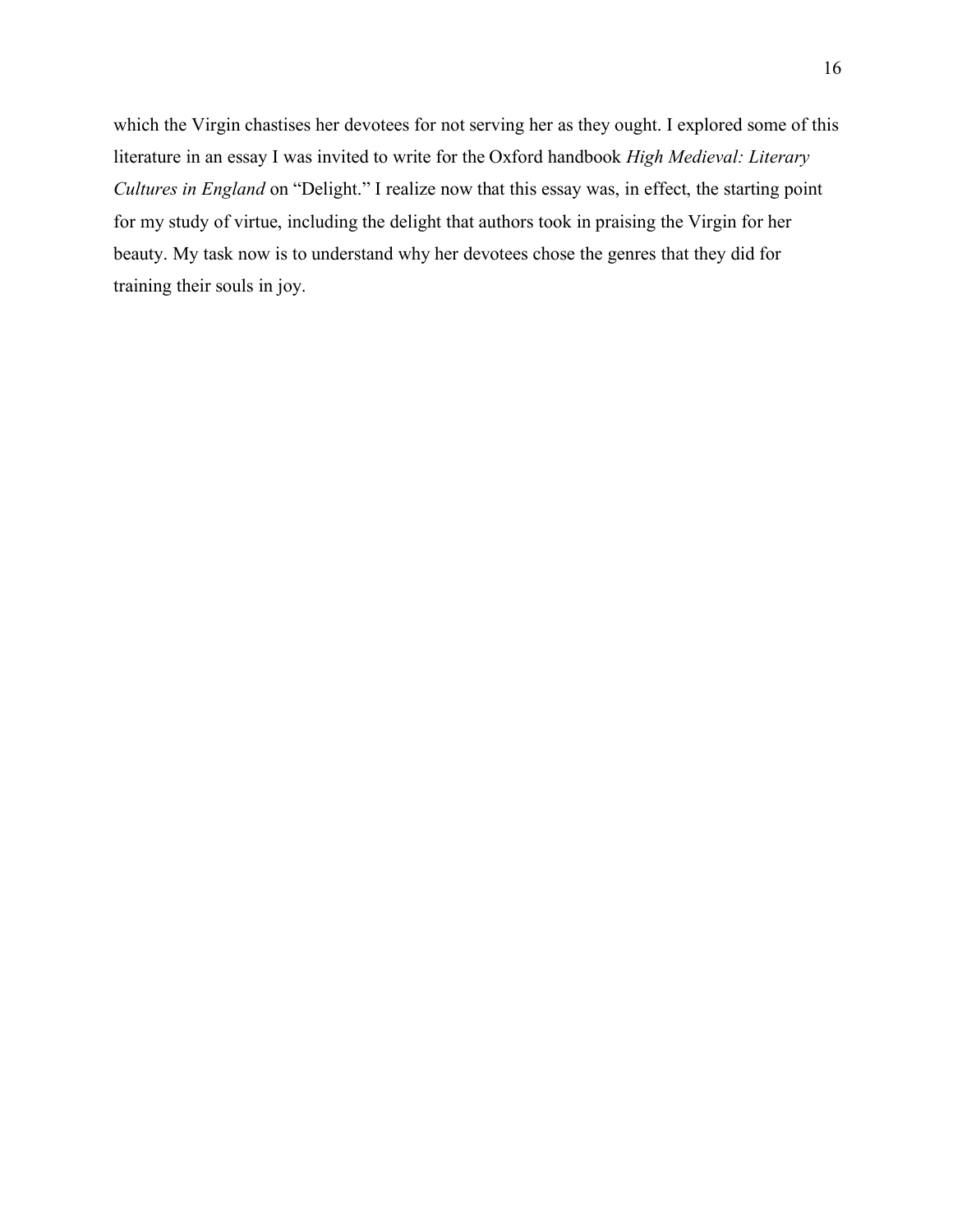which the Virgin chastises her devotees for not serving her as they ought. I explored some of this literature in an essay I was invited to write for the Oxford handbook *High Medieval: Literary Cultures in England* on "Delight." I realize now that this essay was, in effect, the starting point for my study of virtue, including the delight that authors took in praising the Virgin for her beauty. My task now is to understand why her devotees chose the genres that they did for training their souls in joy.